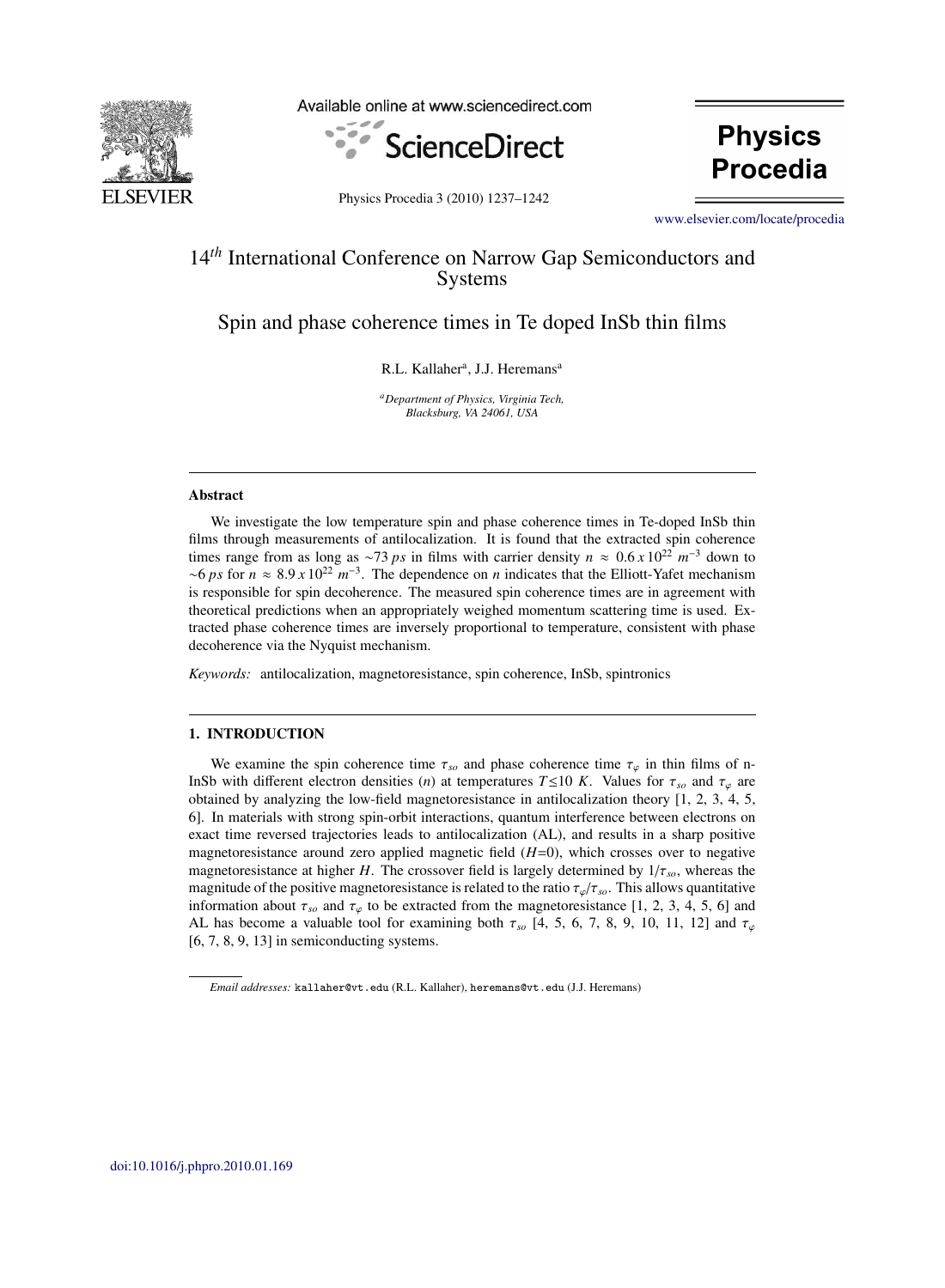# 14th International Conference on Narrow Gap Semiconductors and Systems

## Spin and phase coherence times in Te doped InSb thin films

R.L. Kallaher[a], J.J. Heremans[a]

[a] *Department of Physics, Virginia Tech, Blacksburg, VA 24061, USA*

---

### Abstract

We investigate the low temperature spin and phase coherence times in Te-doped InSb thin films through measurements of antilocalization. It is found that the extracted spin coherence times range from as long as $\sim 73\ ps$ in films with carrier density $n \approx 0.6 \, x \, 10^{22}\ m^{-3}$ down to $\sim 6\ ps$ for $n \approx 8.9 \, x \, 10^{22}\ m^{-3}$. The dependence on $n$ indicates that the Elliott-Yafet mechanism is responsible for spin decoherence. The measured spin coherence times are in agreement with theoretical predictions when an appropriately weighed momentum scattering time is used. Extracted phase coherence times are inversely proportional to temperature, consistent with phase decoherence via the Nyquist mechanism.

*Keywords:* antilocalization, magnetoresistance, spin coherence, InSb, spintronics

---

### 1. INTRODUCTION

We examine the spin coherence time $\tau_{so}$ and phase coherence time $\tau_{\varphi}$ in thin films of n-InSb with different electron densities ($n$) at temperatures $T \leq 10\ K$. Values for $\tau_{so}$ and $\tau_{\varphi}$ are obtained by analyzing the low-field magnetoresistance in antilocalization theory [1, 2, 3, 4, 5, 6]. In materials with strong spin-orbit interactions, quantum interference between electrons on exact time reversed trajectories leads to antilocalization (AL), and results in a sharp positive magnetoresistance around zero applied magnetic field ($H$=0), which crosses over to negative magnetoresistance at higher $H$. The crossover field is largely determined by $1/\tau_{so}$, whereas the magnitude of the positive magnetoresistance is related to the ratio $\tau_{\varphi}/\tau_{so}$. This allows quantitative information about $\tau_{so}$ and $\tau_{\varphi}$ to be extracted from the magnetoresistance [1, 2, 3, 4, 5, 6] and AL has become a valuable tool for examining both $\tau_{so}$ [4, 5, 6, 7, 8, 9, 10, 11, 12] and $\tau_{\varphi}$ [6, 7, 8, 9, 13] in semiconducting systems.

---

*Email addresses:* kallaher@vt.edu (R.L. Kallaher), heremans@vt.edu (J.J. Heremans)

doi:10.1016/j.phpro.2010.01.169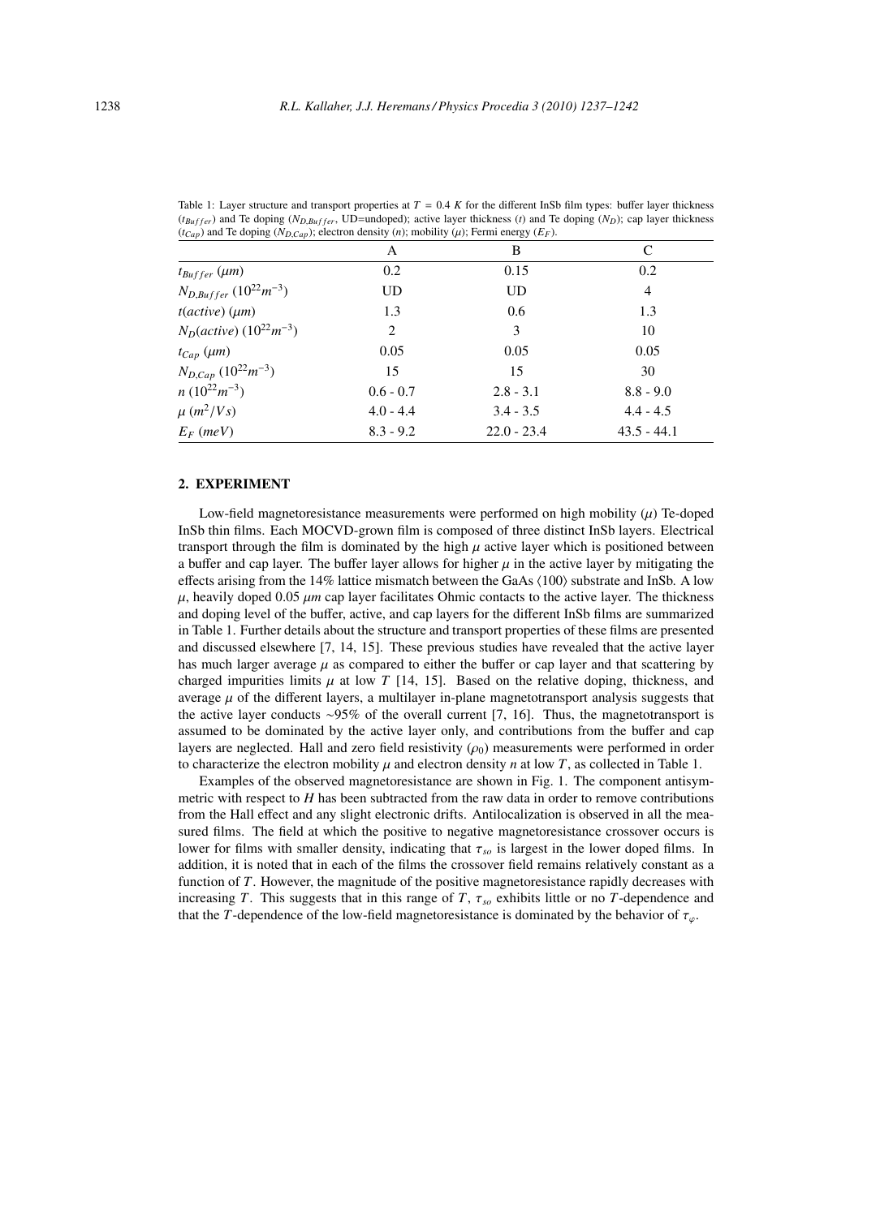Table 1: Layer structure and transport properties at $T = 0.4$ $K$ for the different InSb film types: buffer layer thickness ($t_{Buffer}$) and Te doping ($N_{D,Buffer}$, UD=undoped); active layer thickness ($t$) and Te doping ($N_D$); cap layer thickness ($t_{Cap}$) and Te doping ($N_{D,Cap}$); electron density ($n$); mobility ($\mu$); Fermi energy ($E_F$).

| | A | B | C |
|---|---|---|---|
| $t_{Buffer}$ ($\mu m$) | 0.2 | 0.15 | 0.2 |
| $N_{D,Buffer}$ ($10^{22} m^{-3}$) | UD | UD | 4 |
| $t(active)$ ($\mu m$) | 1.3 | 0.6 | 1.3 |
| $N_D(active)$ ($10^{22} m^{-3}$) | 2 | 3 | 10 |
| $t_{Cap}$ ($\mu m$) | 0.05 | 0.05 | 0.05 |
| $N_{D,Cap}$ ($10^{22} m^{-3}$) | 15 | 15 | 30 |
| $n$ ($10^{22} m^{-3}$) | 0.6 - 0.7 | 2.8 - 3.1 | 8.8 - 9.0 |
| $\mu$ ($m^2/Vs$) | 4.0 - 4.4 | 3.4 - 3.5 | 4.4 - 4.5 |
| $E_F$ ($meV$) | 8.3 - 9.2 | 22.0 - 23.4 | 43.5 - 44.1 |

## 2. EXPERIMENT

Low-field magnetoresistance measurements were performed on high mobility ($\mu$) Te-doped InSb thin films. Each MOCVD-grown film is composed of three distinct InSb layers. Electrical transport through the film is dominated by the high $\mu$ active layer which is positioned between a buffer and cap layer. The buffer layer allows for higher $\mu$ in the active layer by mitigating the effects arising from the 14% lattice mismatch between the GaAs ⟨100⟩ substrate and InSb. A low $\mu$, heavily doped 0.05 $\mu m$ cap layer facilitates Ohmic contacts to the active layer. The thickness and doping level of the buffer, active, and cap layers for the different InSb films are summarized in Table 1. Further details about the structure and transport properties of these films are presented and discussed elsewhere [7, 14, 15]. These previous studies have revealed that the active layer has much larger average $\mu$ as compared to either the buffer or cap layer and that scattering by charged impurities limits $\mu$ at low $T$ [14, 15]. Based on the relative doping, thickness, and average $\mu$ of the different layers, a multilayer in-plane magnetotransport analysis suggests that the active layer conducts ∼95% of the overall current [7, 16]. Thus, the magnetotransport is assumed to be dominated by the active layer only, and contributions from the buffer and cap layers are neglected. Hall and zero field resistivity ($\rho_0$) measurements were performed in order to characterize the electron mobility $\mu$ and electron density $n$ at low $T$, as collected in Table 1.

Examples of the observed magnetoresistance are shown in Fig. 1. The component antisymmetric with respect to $H$ has been subtracted from the raw data in order to remove contributions from the Hall effect and any slight electronic drifts. Antilocalization is observed in all the measured films. The field at which the positive to negative magnetoresistance crossover occurs is lower for films with smaller density, indicating that $\tau_{so}$ is largest in the lower doped films. In addition, it is noted that in each of the films the crossover field remains relatively constant as a function of $T$. However, the magnitude of the positive magnetoresistance rapidly decreases with increasing $T$. This suggests that in this range of $T$, $\tau_{so}$ exhibits little or no $T$-dependence and that the $T$-dependence of the low-field magnetoresistance is dominated by the behavior of $\tau_{\varphi}$.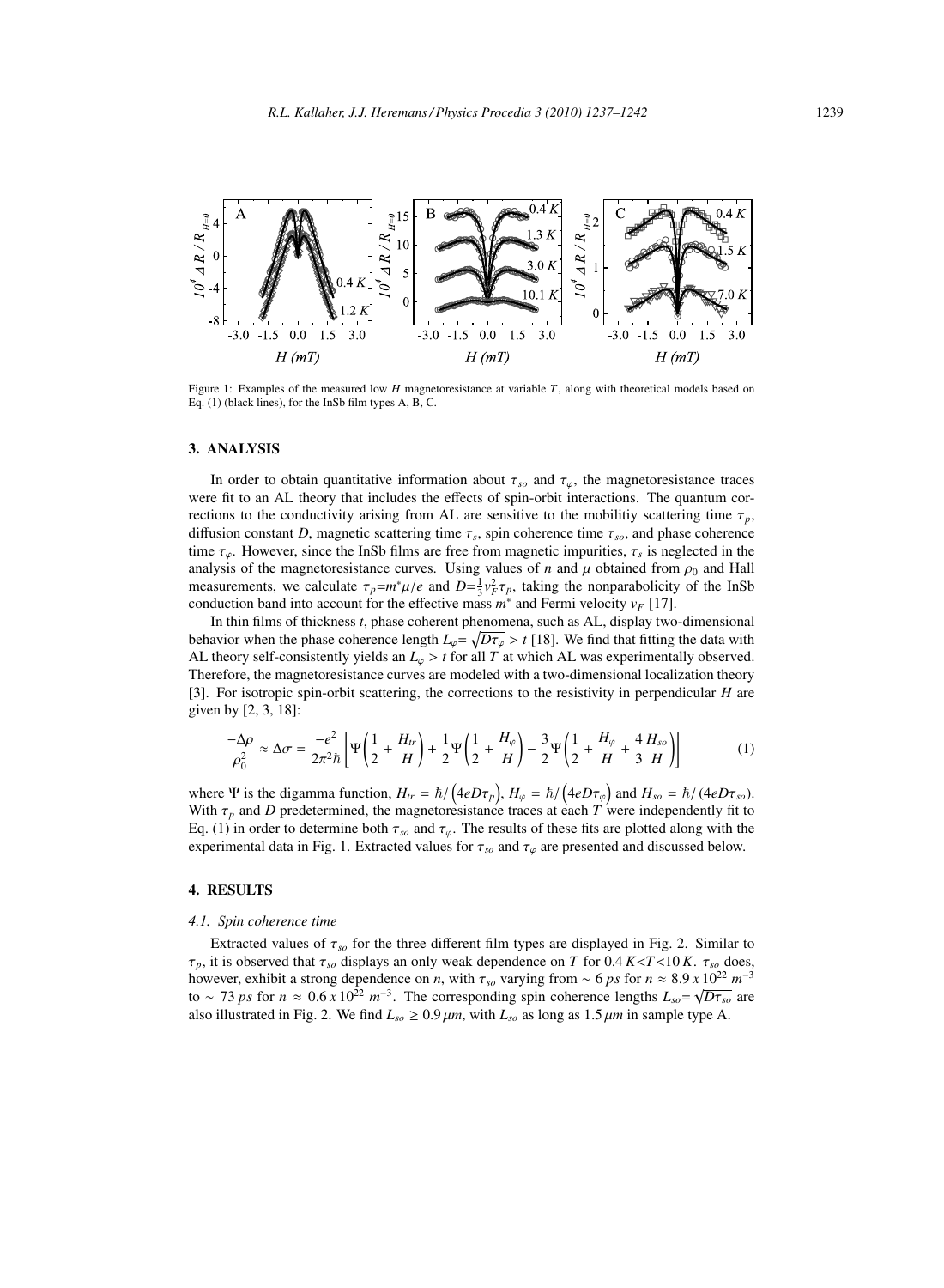Figure 1: Examples of the measured low $H$ magnetoresistance at variable $T$, along with theoretical models based on Eq. (1) (black lines), for the InSb film types A, B, C.

## 3. ANALYSIS

In order to obtain quantitative information about $\tau_{so}$ and $\tau_\varphi$, the magnetoresistance traces were fit to an AL theory that includes the effects of spin-orbit interactions. The quantum corrections to the conductivity arising from AL are sensitive to the mobilitiy scattering time $\tau_p$, diffusion constant $D$, magnetic scattering time $\tau_s$, spin coherence time $\tau_{so}$, and phase coherence time $\tau_\varphi$. However, since the InSb films are free from magnetic impurities, $\tau_s$ is neglected in the analysis of the magnetoresistance curves. Using values of $n$ and $\mu$ obtained from $\rho_0$ and Hall measurements, we calculate $\tau_p = m^* \mu / e$ and $D = \frac{1}{3} v_F^2 \tau_p$, taking the nonparabolicity of the InSb conduction band into account for the effective mass $m^*$ and Fermi velocity $v_F$ [17].

In thin films of thickness $t$, phase coherent phenomena, such as AL, display two-dimensional behavior when the phase coherence length $L_\varphi = \sqrt{D\tau_\varphi} > t$ [18]. We find that fitting the data with AL theory self-consistently yields an $L_\varphi > t$ for all $T$ at which AL was experimentally observed. Therefore, the magnetoresistance curves are modeled with a two-dimensional localization theory [3]. For isotropic spin-orbit scattering, the corrections to the resistivity in perpendicular $H$ are given by [2, 3, 18]:

$$\frac{-\Delta\rho}{\rho_0^2} \approx \Delta\sigma = \frac{-e^2}{2\pi^2\hbar}\left[\Psi\left(\frac{1}{2}+\frac{H_{tr}}{H}\right)+\frac{1}{2}\Psi\left(\frac{1}{2}+\frac{H_\varphi}{H}\right)-\frac{3}{2}\Psi\left(\frac{1}{2}+\frac{H_\varphi}{H}+\frac{4}{3}\frac{H_{so}}{H}\right)\right] \tag{1}$$

where $\Psi$ is the digamma function, $H_{tr} = \hbar/\left(4eD\tau_p\right)$, $H_\varphi = \hbar/\left(4eD\tau_\varphi\right)$ and $H_{so} = \hbar/\left(4eD\tau_{so}\right)$. With $\tau_p$ and $D$ predetermined, the magnetoresistance traces at each $T$ were independently fit to Eq. (1) in order to determine both $\tau_{so}$ and $\tau_\varphi$. The results of these fits are plotted along with the experimental data in Fig. 1. Extracted values for $\tau_{so}$ and $\tau_\varphi$ are presented and discussed below.

## 4. RESULTS

### *4.1. Spin coherence time*

Extracted values of $\tau_{so}$ for the three different film types are displayed in Fig. 2. Similar to $\tau_p$, it is observed that $\tau_{so}$ displays an only weak dependence on $T$ for $0.4\,K < T < 10\,K$. $\tau_{so}$ does, however, exhibit a strong dependence on $n$, with $\tau_{so}$ varying from $\sim 6\,ps$ for $n \approx 8.9 \times 10^{22}\ m^{-3}$ to $\sim 73\,ps$ for $n \approx 0.6 \times 10^{22}\ m^{-3}$. The corresponding spin coherence lengths $L_{so} = \sqrt{D\tau_{so}}$ are also illustrated in Fig. 2. We find $L_{so} \geq 0.9\,\mu m$, with $L_{so}$ as long as $1.5\,\mu m$ in sample type A.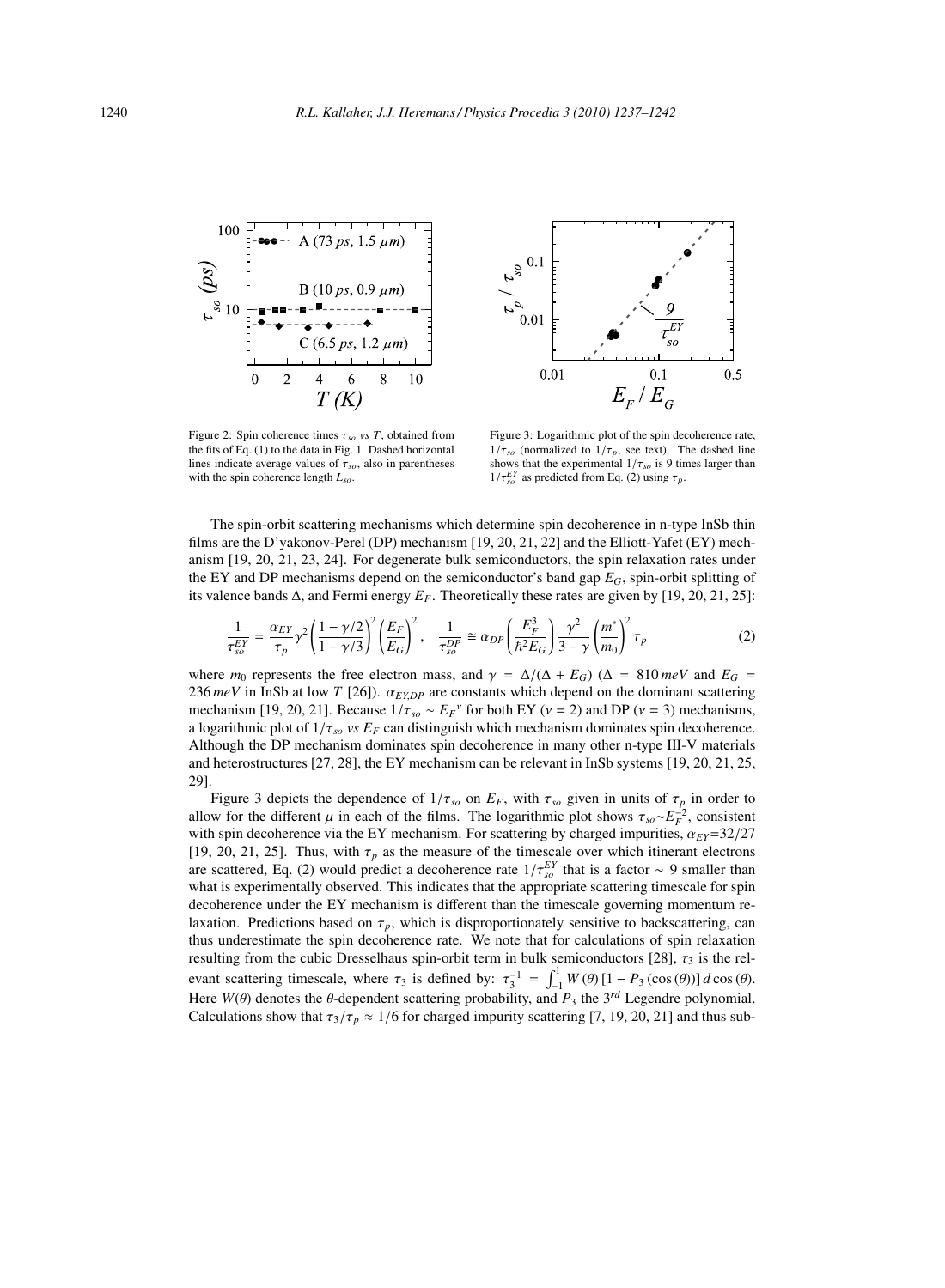Figure 2: Spin coherence times $\tau_{so}$ *vs* $T$, obtained from the fits of Eq. (1) to the data in Fig. 1. Dashed horizontal lines indicate average values of $\tau_{so}$, also in parentheses with the spin coherence length $L_{so}$.

Figure 3: Logarithmic plot of the spin decoherence rate, $1/\tau_{so}$ (normalized to $1/\tau_p$, see text). The dashed line shows that the experimental $1/\tau_{so}$ is 9 times larger than $1/\tau_{so}^{EY}$ as predicted from Eq. (2) using $\tau_p$.

The spin-orbit scattering mechanisms which determine spin decoherence in n-type InSb thin films are the D'yakonov-Perel (DP) mechanism [19, 20, 21, 22] and the Elliott-Yafet (EY) mechanism [19, 20, 21, 23, 24]. For degenerate bulk semiconductors, the spin relaxation rates under the EY and DP mechanisms depend on the semiconductor's band gap $E_G$, spin-orbit splitting of its valence bands $\Delta$, and Fermi energy $E_F$. Theoretically these rates are given by [19, 20, 21, 25]:

$$\frac{1}{\tau_{so}^{EY}} = \frac{\alpha_{EY}}{\tau_p}\gamma^2\left(\frac{1-\gamma/2}{1-\gamma/3}\right)^2\left(\frac{E_F}{E_G}\right)^2, \quad \frac{1}{\tau_{so}^{DP}} \cong \alpha_{DP}\left(\frac{E_F^3}{\hbar^2 E_G}\right)\frac{\gamma^2}{3-\gamma}\left(\frac{m^*}{m_0}\right)^2\tau_p \tag{2}$$

where $m_0$ represents the free electron mass, and $\gamma = \Delta/(\Delta + E_G)$ ($\Delta = 810\,meV$ and $E_G = 236\,meV$ in InSb at low $T$ [26]). $\alpha_{EY,DP}$ are constants which depend on the dominant scattering mechanism [19, 20, 21]. Because $1/\tau_{so} \sim E_F{}^{\nu}$ for both EY ($\nu = 2$) and DP ($\nu = 3$) mechanisms, a logarithmic plot of $1/\tau_{so}$ *vs* $E_F$ can distinguish which mechanism dominates spin decoherence. Although the DP mechanism dominates spin decoherence in many other n-type III-V materials and heterostructures [27, 28], the EY mechanism can be relevant in InSb systems [19, 20, 21, 25, 29].

Figure 3 depicts the dependence of $1/\tau_{so}$ on $E_F$, with $\tau_{so}$ given in units of $\tau_p$ in order to allow for the different $\mu$ in each of the films. The logarithmic plot shows $\tau_{so}{\sim}E_F^{-2}$, consistent with spin decoherence via the EY mechanism. For scattering by charged impurities, $\alpha_{EY}$=32/27 [19, 20, 21, 25]. Thus, with $\tau_p$ as the measure of the timescale over which itinerant electrons are scattered, Eq. (2) would predict a decoherence rate $1/\tau_{so}^{EY}$ that is a factor $\sim$ 9 smaller than what is experimentally observed. This indicates that the appropriate scattering timescale for spin decoherence under the EY mechanism is different than the timescale governing momentum relaxation. Predictions based on $\tau_p$, which is disproportionately sensitive to backscattering, can thus underestimate the spin decoherence rate. We note that for calculations of spin relaxation resulting from the cubic Dresselhaus spin-orbit term in bulk semiconductors [28], $\tau_3$ is the relevant scattering timescale, where $\tau_3$ is defined by: $\tau_3^{-1} = \int_{-1}^{1} W(\theta)\,[1 - P_3(\cos(\theta))]\,d\cos(\theta)$. Here $W(\theta)$ denotes the $\theta$-dependent scattering probability, and $P_3$ the $3^{rd}$ Legendre polynomial. Calculations show that $\tau_3/\tau_p \approx 1/6$ for charged impurity scattering [7, 19, 20, 21] and thus sub-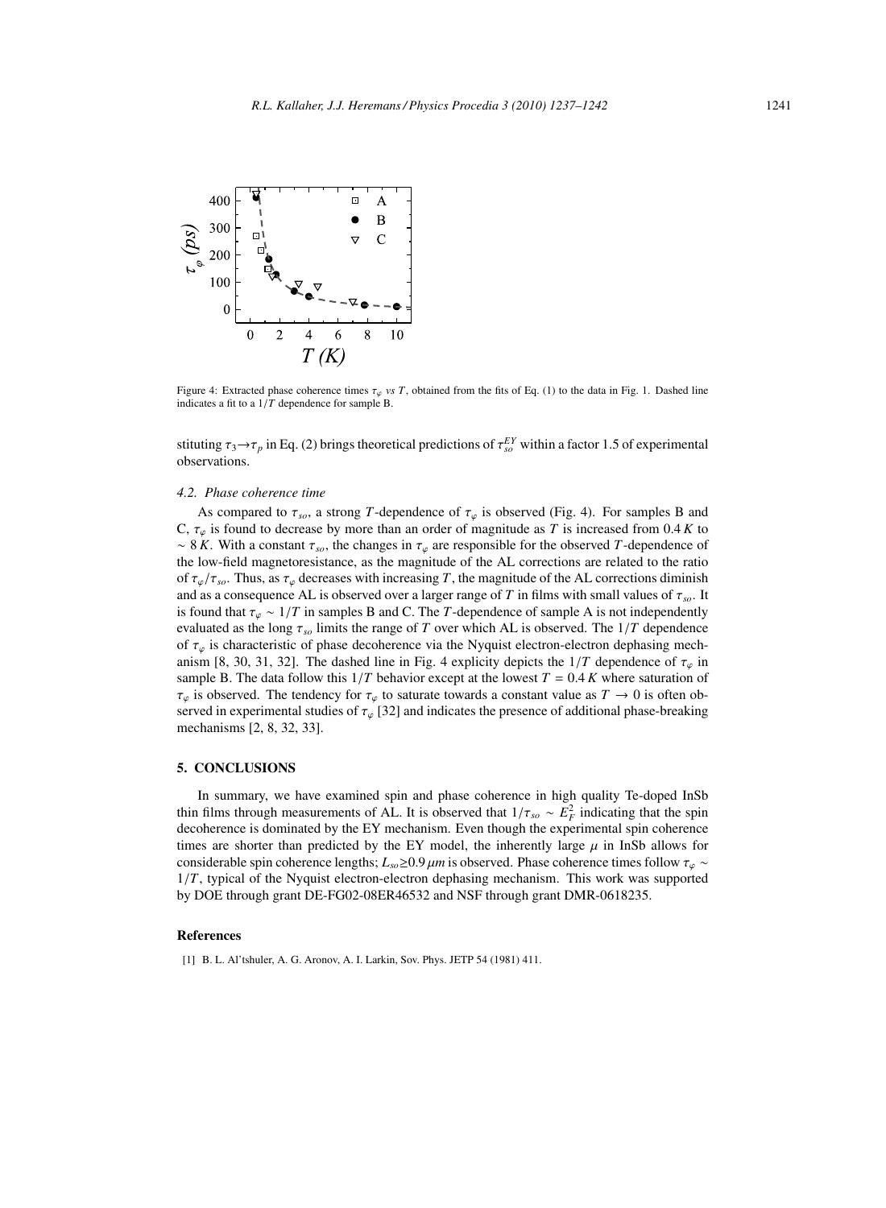Figure 4: Extracted phase coherence times $\tau_\varphi$ *vs* $T$, obtained from the fits of Eq. (1) to the data in Fig. 1. Dashed line indicates a fit to a $1/T$ dependence for sample B.

stituting $\tau_3 \rightarrow \tau_p$ in Eq. (2) brings theoretical predictions of $\tau_{so}^{EY}$ within a factor 1.5 of experimental observations.

### 4.2. Phase coherence time

As compared to $\tau_{so}$, a strong $T$-dependence of $\tau_\varphi$ is observed (Fig. 4). For samples B and C, $\tau_\varphi$ is found to decrease by more than an order of magnitude as $T$ is increased from $0.4\,K$ to $\sim 8\,K$. With a constant $\tau_{so}$, the changes in $\tau_\varphi$ are responsible for the observed $T$-dependence of the low-field magnetoresistance, as the magnitude of the AL corrections are related to the ratio of $\tau_\varphi/\tau_{so}$. Thus, as $\tau_\varphi$ decreases with increasing $T$, the magnitude of the AL corrections diminish and as a consequence AL is observed over a larger range of $T$ in films with small values of $\tau_{so}$. It is found that $\tau_\varphi \sim 1/T$ in samples B and C. The $T$-dependence of sample A is not independently evaluated as the long $\tau_{so}$ limits the range of $T$ over which AL is observed. The $1/T$ dependence of $\tau_\varphi$ is characteristic of phase decoherence via the Nyquist electron-electron dephasing mechanism [8, 30, 31, 32]. The dashed line in Fig. 4 explicity depicts the $1/T$ dependence of $\tau_\varphi$ in sample B. The data follow this $1/T$ behavior except at the lowest $T = 0.4\,K$ where saturation of $\tau_\varphi$ is observed. The tendency for $\tau_\varphi$ to saturate towards a constant value as $T \rightarrow 0$ is often observed in experimental studies of $\tau_\varphi$ [32] and indicates the presence of additional phase-breaking mechanisms [2, 8, 32, 33].

## 5. CONCLUSIONS

In summary, we have examined spin and phase coherence in high quality Te-doped InSb thin films through measurements of AL. It is observed that $1/\tau_{so} \sim E_F^2$ indicating that the spin decoherence is dominated by the EY mechanism. Even though the experimental spin coherence times are shorter than predicted by the EY model, the inherently large $\mu$ in InSb allows for considerable spin coherence lengths; $L_{so} \geq 0.9\,\mu m$ is observed. Phase coherence times follow $\tau_\varphi \sim 1/T$, typical of the Nyquist electron-electron dephasing mechanism. This work was supported by DOE through grant DE-FG02-08ER46532 and NSF through grant DMR-0618235.

### References

[1] B. L. Al'tshuler, A. G. Aronov, A. I. Larkin, Sov. Phys. JETP 54 (1981) 411.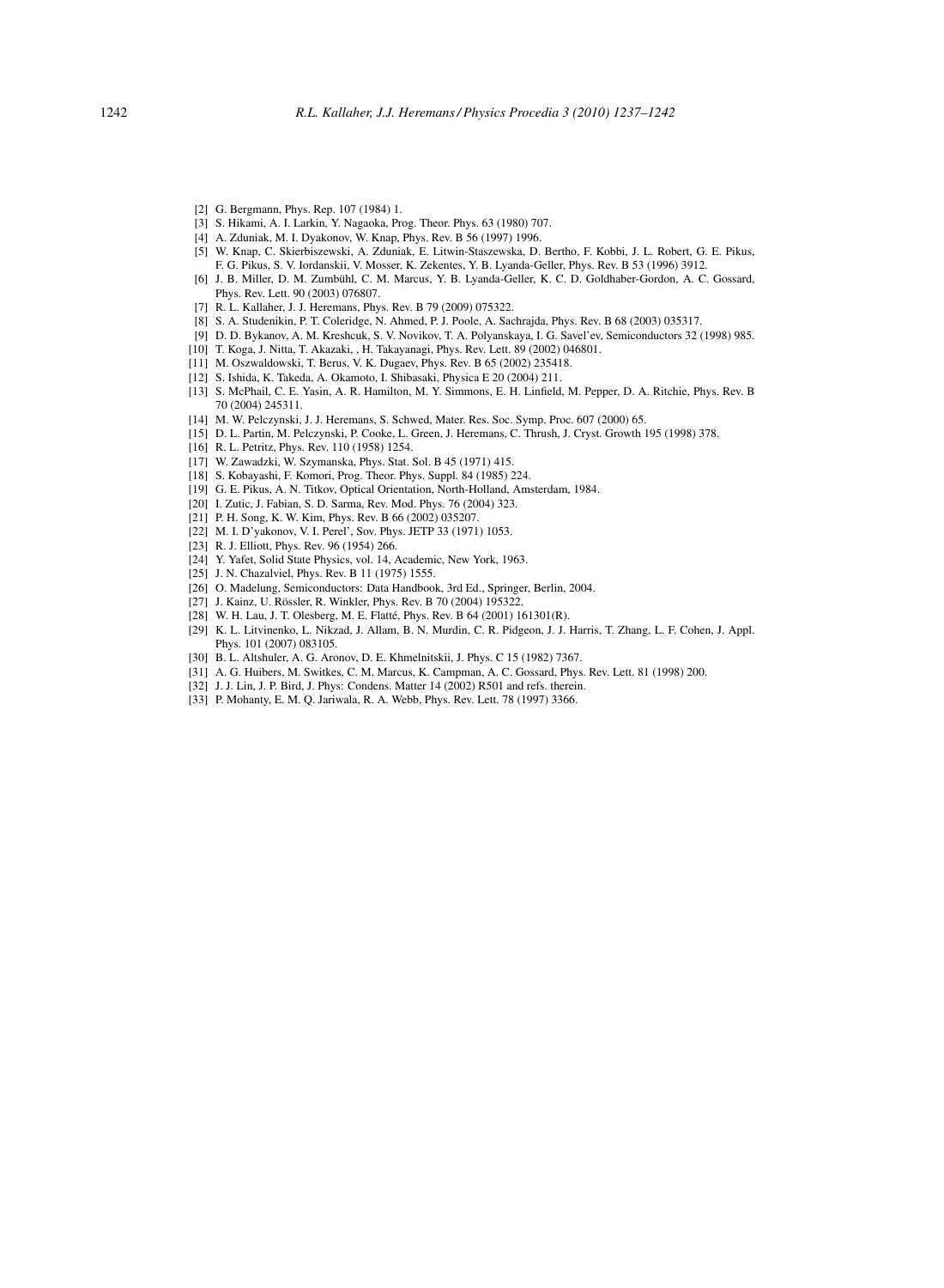[2] G. Bergmann, Phys. Rep. 107 (1984) 1.
[3] S. Hikami, A. I. Larkin, Y. Nagaoka, Prog. Theor. Phys. 63 (1980) 707.
[4] A. Zduniak, M. I. Dyakonov, W. Knap, Phys. Rev. B 56 (1997) 1996.
[5] W. Knap, C. Skierbiszewski, A. Zduniak, E. Litwin-Staszewska, D. Bertho, F. Kobbi, J. L. Robert, G. E. Pikus, F. G. Pikus, S. V. Iordanskii, V. Mosser, K. Zekentes, Y. B. Lyanda-Geller, Phys. Rev. B 53 (1996) 3912.
[6] J. B. Miller, D. M. Zumbühl, C. M. Marcus, Y. B. Lyanda-Geller, K. C. D. Goldhaber-Gordon, A. C. Gossard, Phys. Rev. Lett. 90 (2003) 076807.
[7] R. L. Kallaher, J. J. Heremans, Phys. Rev. B 79 (2009) 075322.
[8] S. A. Studenikin, P. T. Coleridge, N. Ahmed, P. J. Poole, A. Sachrajda, Phys. Rev. B 68 (2003) 035317.
[9] D. D. Bykanov, A. M. Kreshcuk, S. V. Novikov, T. A. Polyanskaya, I. G. Savel'ev, Semiconductors 32 (1998) 985.
[10] T. Koga, J. Nitta, T. Akazaki, , H. Takayanagi, Phys. Rev. Lett. 89 (2002) 046801.
[11] M. Oszwaldowski, T. Berus, V. K. Dugaev, Phys. Rev. B 65 (2002) 235418.
[12] S. Ishida, K. Takeda, A. Okamoto, I. Shibasaki, Physica E 20 (2004) 211.
[13] S. McPhail, C. E. Yasin, A. R. Hamilton, M. Y. Simmons, E. H. Linfield, M. Pepper, D. A. Ritchie, Phys. Rev. B 70 (2004) 245311.
[14] M. W. Pelczynski, J. J. Heremans, S. Schwed, Mater. Res. Soc. Symp. Proc. 607 (2000) 65.
[15] D. L. Partin, M. Pelczynski, P. Cooke, L. Green, J. Heremans, C. Thrush, J. Cryst. Growth 195 (1998) 378.
[16] R. L. Petritz, Phys. Rev. 110 (1958) 1254.
[17] W. Zawadzki, W. Szymanska, Phys. Stat. Sol. B 45 (1971) 415.
[18] S. Kobayashi, F. Komori, Prog. Theor. Phys. Suppl. 84 (1985) 224.
[19] G. E. Pikus, A. N. Titkov, Optical Orientation, North-Holland, Amsterdam, 1984.
[20] I. Zutic, J. Fabian, S. D. Sarma, Rev. Mod. Phys. 76 (2004) 323.
[21] P. H. Song, K. W. Kim, Phys. Rev. B 66 (2002) 035207.
[22] M. I. D'yakonov, V. I. Perel', Sov. Phys. JETP 33 (1971) 1053.
[23] R. J. Elliott, Phys. Rev. 96 (1954) 266.
[24] Y. Yafet, Solid State Physics, vol. 14, Academic, New York, 1963.
[25] J. N. Chazalviel, Phys. Rev. B 11 (1975) 1555.
[26] O. Madelung, Semiconductors: Data Handbook, 3rd Ed., Springer, Berlin, 2004.
[27] J. Kainz, U. Rössler, R. Winkler, Phys. Rev. B 70 (2004) 195322.
[28] W. H. Lau, J. T. Olesberg, M. E. Flatté, Phys. Rev. B 64 (2001) 161301(R).
[29] K. L. Litvinenko, L. Nikzad, J. Allam, B. N. Murdin, C. R. Pidgeon, J. J. Harris, T. Zhang, L. F. Cohen, J. Appl. Phys. 101 (2007) 083105.
[30] B. L. Altshuler, A. G. Aronov, D. E. Khmelnitskii, J. Phys. C 15 (1982) 7367.
[31] A. G. Huibers, M. Switkes, C. M. Marcus, K. Campman, A. C. Gossard, Phys. Rev. Lett. 81 (1998) 200.
[32] J. J. Lin, J. P. Bird, J. Phys: Condens. Matter 14 (2002) R501 and refs. therein.
[33] P. Mohanty, E. M. Q. Jariwala, R. A. Webb, Phys. Rev. Lett. 78 (1997) 3366.